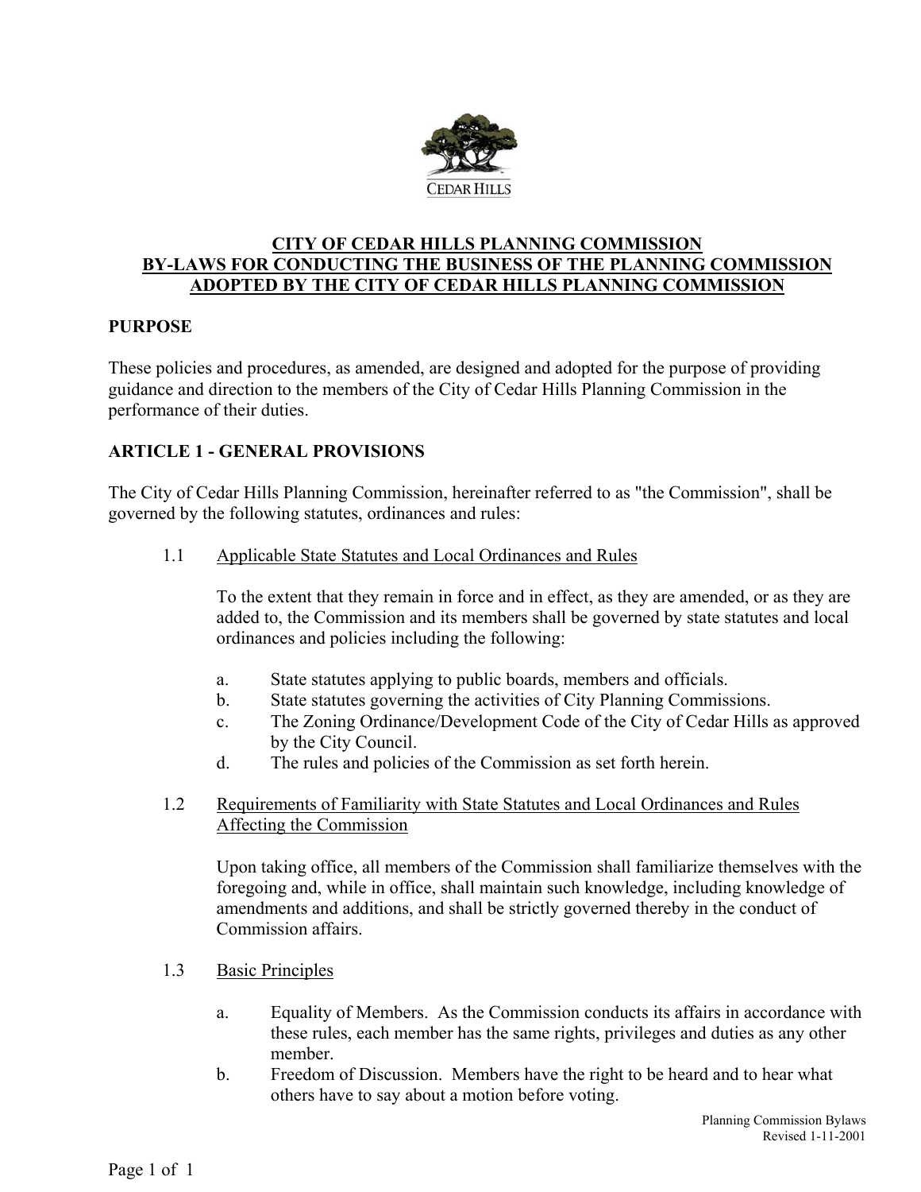# CITY OF CEDAR HILLS PLANNING COMMISSION
# BY-LAWS FOR CONDUCTING THE BUSINESS OF THE PLANNING COMMISSION
# ADOPTED BY THE CITY OF CEDAR HILLS PLANNING COMMISSION

## PURPOSE

These policies and procedures, as amended, are designed and adopted for the purpose of providing guidance and direction to the members of the City of Cedar Hills Planning Commission in the performance of their duties.

## ARTICLE 1 - GENERAL PROVISIONS

The City of Cedar Hills Planning Commission, hereinafter referred to as "the Commission", shall be governed by the following statutes, ordinances and rules:

### 1.1 Applicable State Statutes and Local Ordinances and Rules

To the extent that they remain in force and in effect, as they are amended, or as they are added to, the Commission and its members shall be governed by state statutes and local ordinances and policies including the following:

a. State statutes applying to public boards, members and officials.
b. State statutes governing the activities of City Planning Commissions.
c. The Zoning Ordinance/Development Code of the City of Cedar Hills as approved by the City Council.
d. The rules and policies of the Commission as set forth herein.

### 1.2 Requirements of Familiarity with State Statutes and Local Ordinances and Rules Affecting the Commission

Upon taking office, all members of the Commission shall familiarize themselves with the foregoing and, while in office, shall maintain such knowledge, including knowledge of amendments and additions, and shall be strictly governed thereby in the conduct of Commission affairs.

### 1.3 Basic Principles

a. Equality of Members. As the Commission conducts its affairs in accordance with these rules, each member has the same rights, privileges and duties as any other member.
b. Freedom of Discussion. Members have the right to be heard and to hear what others have to say about a motion before voting.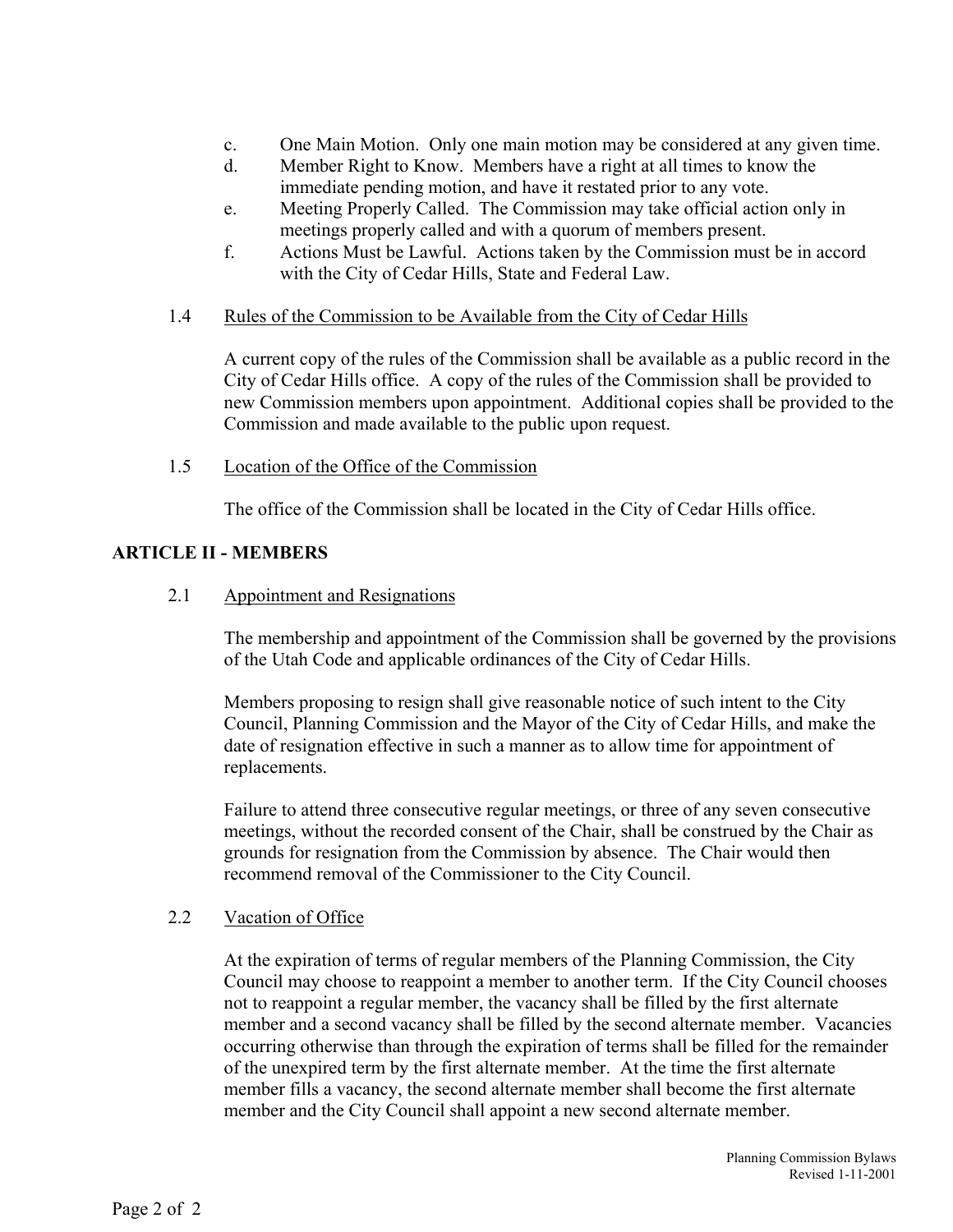c. One Main Motion. Only one main motion may be considered at any given time.

d. Member Right to Know. Members have a right at all times to know the immediate pending motion, and have it restated prior to any vote.

e. Meeting Properly Called. The Commission may take official action only in meetings properly called and with a quorum of members present.

f. Actions Must be Lawful. Actions taken by the Commission must be in accord with the City of Cedar Hills, State and Federal Law.

### 1.4 Rules of the Commission to be Available from the City of Cedar Hills

A current copy of the rules of the Commission shall be available as a public record in the City of Cedar Hills office. A copy of the rules of the Commission shall be provided to new Commission members upon appointment. Additional copies shall be provided to the Commission and made available to the public upon request.

### 1.5 Location of the Office of the Commission

The office of the Commission shall be located in the City of Cedar Hills office.

## ARTICLE II - MEMBERS

### 2.1 Appointment and Resignations

The membership and appointment of the Commission shall be governed by the provisions of the Utah Code and applicable ordinances of the City of Cedar Hills.

Members proposing to resign shall give reasonable notice of such intent to the City Council, Planning Commission and the Mayor of the City of Cedar Hills, and make the date of resignation effective in such a manner as to allow time for appointment of replacements.

Failure to attend three consecutive regular meetings, or three of any seven consecutive meetings, without the recorded consent of the Chair, shall be construed by the Chair as grounds for resignation from the Commission by absence. The Chair would then recommend removal of the Commissioner to the City Council.

### 2.2 Vacation of Office

At the expiration of terms of regular members of the Planning Commission, the City Council may choose to reappoint a member to another term. If the City Council chooses not to reappoint a regular member, the vacancy shall be filled by the first alternate member and a second vacancy shall be filled by the second alternate member. Vacancies occurring otherwise than through the expiration of terms shall be filled for the remainder of the unexpired term by the first alternate member. At the time the first alternate member fills a vacancy, the second alternate member shall become the first alternate member and the City Council shall appoint a new second alternate member.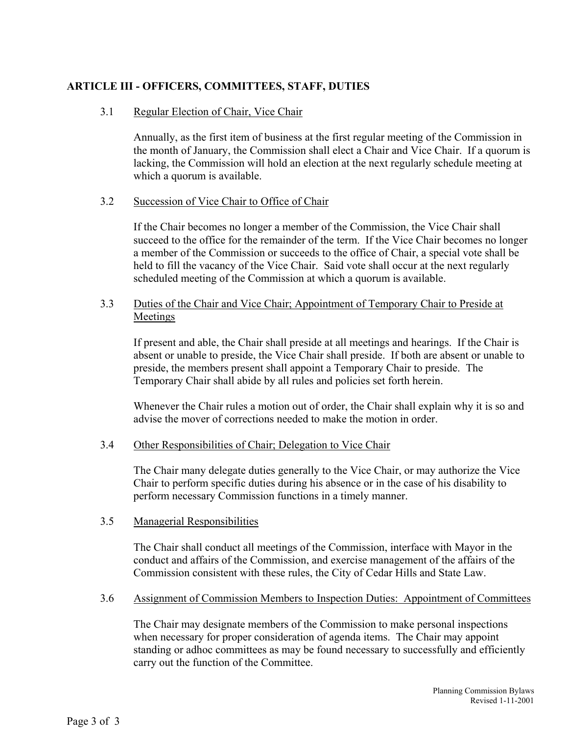## ARTICLE III - OFFICERS, COMMITTEES, STAFF, DUTIES

### 3.1 Regular Election of Chair, Vice Chair

Annually, as the first item of business at the first regular meeting of the Commission in the month of January, the Commission shall elect a Chair and Vice Chair. If a quorum is lacking, the Commission will hold an election at the next regularly schedule meeting at which a quorum is available.

### 3.2 Succession of Vice Chair to Office of Chair

If the Chair becomes no longer a member of the Commission, the Vice Chair shall succeed to the office for the remainder of the term. If the Vice Chair becomes no longer a member of the Commission or succeeds to the office of Chair, a special vote shall be held to fill the vacancy of the Vice Chair. Said vote shall occur at the next regularly scheduled meeting of the Commission at which a quorum is available.

### 3.3 Duties of the Chair and Vice Chair; Appointment of Temporary Chair to Preside at Meetings

If present and able, the Chair shall preside at all meetings and hearings. If the Chair is absent or unable to preside, the Vice Chair shall preside. If both are absent or unable to preside, the members present shall appoint a Temporary Chair to preside. The Temporary Chair shall abide by all rules and policies set forth herein.

Whenever the Chair rules a motion out of order, the Chair shall explain why it is so and advise the mover of corrections needed to make the motion in order.

### 3.4 Other Responsibilities of Chair; Delegation to Vice Chair

The Chair many delegate duties generally to the Vice Chair, or may authorize the Vice Chair to perform specific duties during his absence or in the case of his disability to perform necessary Commission functions in a timely manner.

### 3.5 Managerial Responsibilities

The Chair shall conduct all meetings of the Commission, interface with Mayor in the conduct and affairs of the Commission, and exercise management of the affairs of the Commission consistent with these rules, the City of Cedar Hills and State Law.

### 3.6 Assignment of Commission Members to Inspection Duties: Appointment of Committees

The Chair may designate members of the Commission to make personal inspections when necessary for proper consideration of agenda items. The Chair may appoint standing or adhoc committees as may be found necessary to successfully and efficiently carry out the function of the Committee.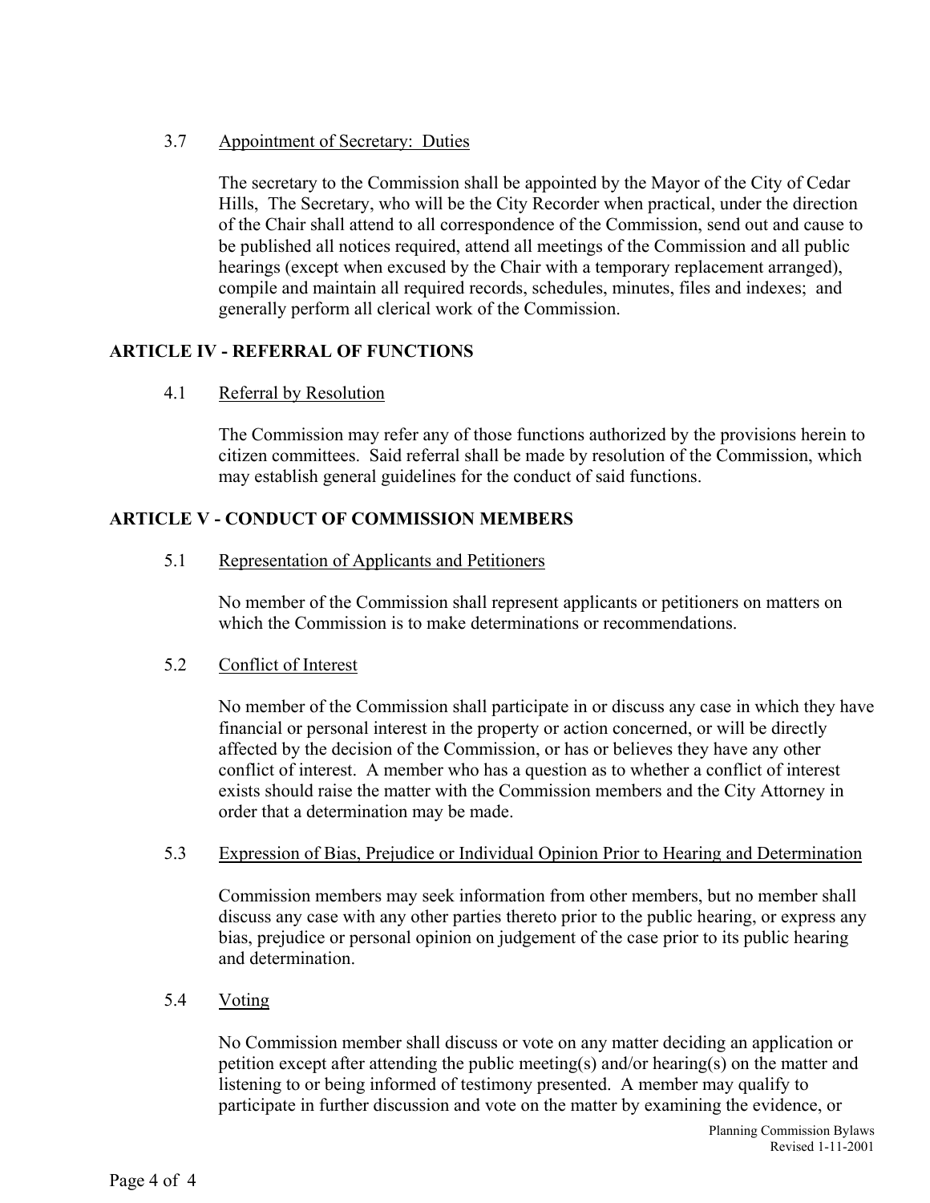3.7 Appointment of Secretary: Duties

The secretary to the Commission shall be appointed by the Mayor of the City of Cedar Hills, The Secretary, who will be the City Recorder when practical, under the direction of the Chair shall attend to all correspondence of the Commission, send out and cause to be published all notices required, attend all meetings of the Commission and all public hearings (except when excused by the Chair with a temporary replacement arranged), compile and maintain all required records, schedules, minutes, files and indexes; and generally perform all clerical work of the Commission.

## ARTICLE IV - REFERRAL OF FUNCTIONS

4.1 Referral by Resolution

The Commission may refer any of those functions authorized by the provisions herein to citizen committees. Said referral shall be made by resolution of the Commission, which may establish general guidelines for the conduct of said functions.

## ARTICLE V - CONDUCT OF COMMISSION MEMBERS

5.1 Representation of Applicants and Petitioners

No member of the Commission shall represent applicants or petitioners on matters on which the Commission is to make determinations or recommendations.

5.2 Conflict of Interest

No member of the Commission shall participate in or discuss any case in which they have financial or personal interest in the property or action concerned, or will be directly affected by the decision of the Commission, or has or believes they have any other conflict of interest. A member who has a question as to whether a conflict of interest exists should raise the matter with the Commission members and the City Attorney in order that a determination may be made.

5.3 Expression of Bias, Prejudice or Individual Opinion Prior to Hearing and Determination

Commission members may seek information from other members, but no member shall discuss any case with any other parties thereto prior to the public hearing, or express any bias, prejudice or personal opinion on judgement of the case prior to its public hearing and determination.

5.4 Voting

No Commission member shall discuss or vote on any matter deciding an application or petition except after attending the public meeting(s) and/or hearing(s) on the matter and listening to or being informed of testimony presented. A member may qualify to participate in further discussion and vote on the matter by examining the evidence, or

Planning Commission Bylaws
Revised 1-11-2001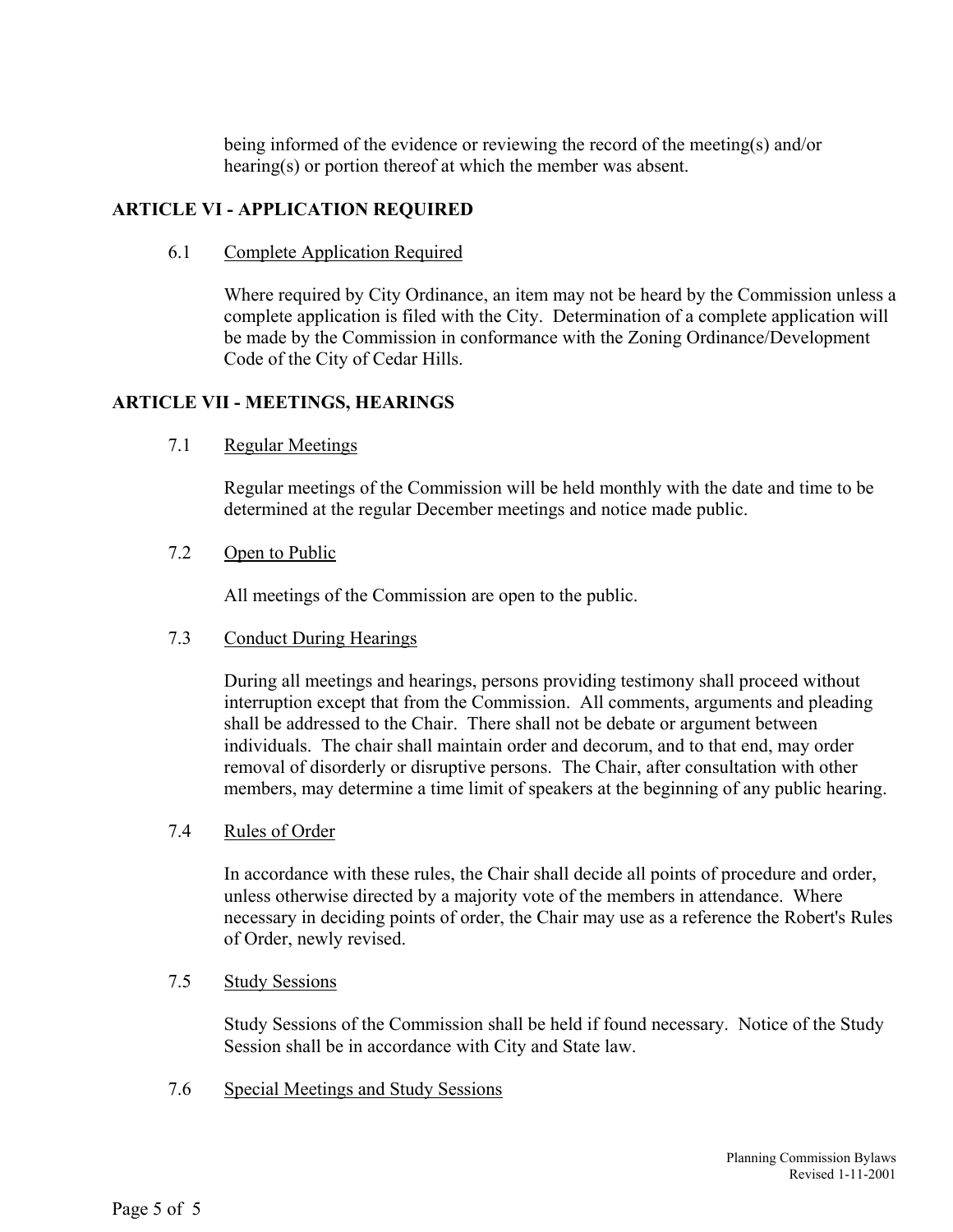being informed of the evidence or reviewing the record of the meeting(s) and/or hearing(s) or portion thereof at which the member was absent.

## ARTICLE VI - APPLICATION REQUIRED

6.1 Complete Application Required

Where required by City Ordinance, an item may not be heard by the Commission unless a complete application is filed with the City. Determination of a complete application will be made by the Commission in conformance with the Zoning Ordinance/Development Code of the City of Cedar Hills.

## ARTICLE VII - MEETINGS, HEARINGS

7.1 Regular Meetings

Regular meetings of the Commission will be held monthly with the date and time to be determined at the regular December meetings and notice made public.

7.2 Open to Public

All meetings of the Commission are open to the public.

7.3 Conduct During Hearings

During all meetings and hearings, persons providing testimony shall proceed without interruption except that from the Commission. All comments, arguments and pleading shall be addressed to the Chair. There shall not be debate or argument between individuals. The chair shall maintain order and decorum, and to that end, may order removal of disorderly or disruptive persons. The Chair, after consultation with other members, may determine a time limit of speakers at the beginning of any public hearing.

7.4 Rules of Order

In accordance with these rules, the Chair shall decide all points of procedure and order, unless otherwise directed by a majority vote of the members in attendance. Where necessary in deciding points of order, the Chair may use as a reference the Robert's Rules of Order, newly revised.

7.5 Study Sessions

Study Sessions of the Commission shall be held if found necessary. Notice of the Study Session shall be in accordance with City and State law.

7.6 Special Meetings and Study Sessions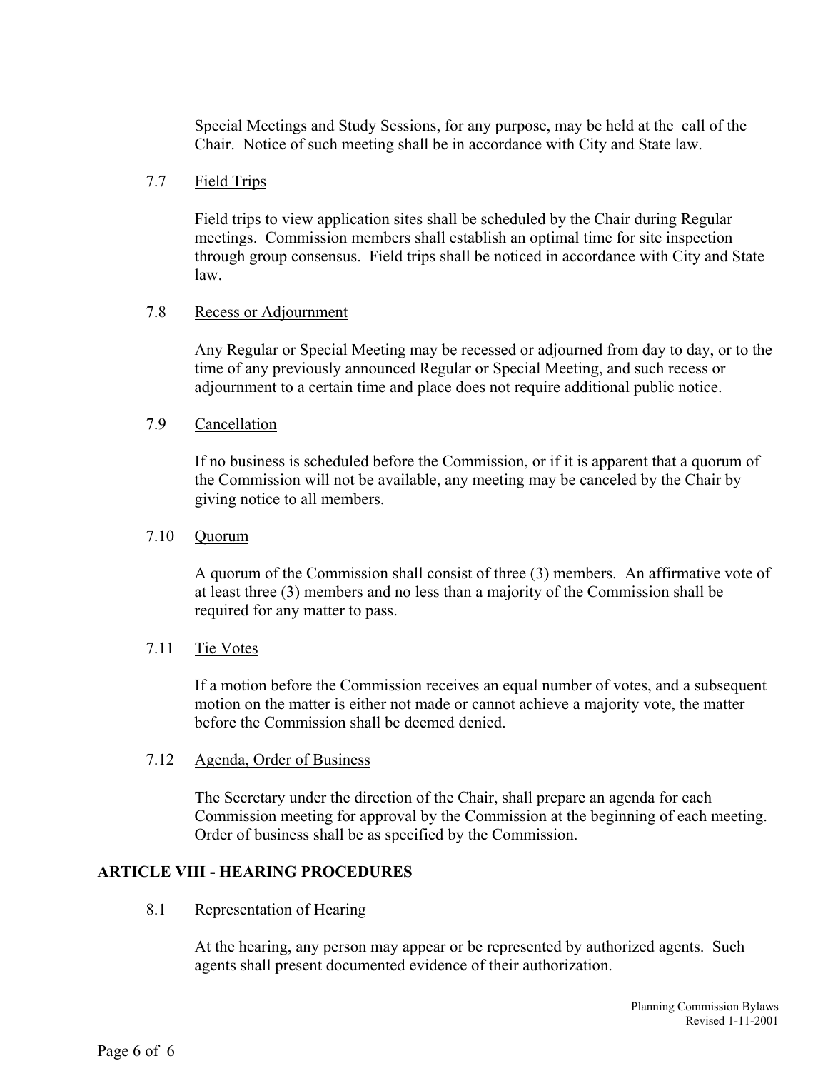Special Meetings and Study Sessions, for any purpose, may be held at the call of the Chair. Notice of such meeting shall be in accordance with City and State law.

### 7.7 Field Trips

Field trips to view application sites shall be scheduled by the Chair during Regular meetings. Commission members shall establish an optimal time for site inspection through group consensus. Field trips shall be noticed in accordance with City and State law.

### 7.8 Recess or Adjournment

Any Regular or Special Meeting may be recessed or adjourned from day to day, or to the time of any previously announced Regular or Special Meeting, and such recess or adjournment to a certain time and place does not require additional public notice.

### 7.9 Cancellation

If no business is scheduled before the Commission, or if it is apparent that a quorum of the Commission will not be available, any meeting may be canceled by the Chair by giving notice to all members.

### 7.10 Quorum

A quorum of the Commission shall consist of three (3) members. An affirmative vote of at least three (3) members and no less than a majority of the Commission shall be required for any matter to pass.

### 7.11 Tie Votes

If a motion before the Commission receives an equal number of votes, and a subsequent motion on the matter is either not made or cannot achieve a majority vote, the matter before the Commission shall be deemed denied.

### 7.12 Agenda, Order of Business

The Secretary under the direction of the Chair, shall prepare an agenda for each Commission meeting for approval by the Commission at the beginning of each meeting. Order of business shall be as specified by the Commission.

## ARTICLE VIII - HEARING PROCEDURES

### 8.1 Representation of Hearing

At the hearing, any person may appear or be represented by authorized agents. Such agents shall present documented evidence of their authorization.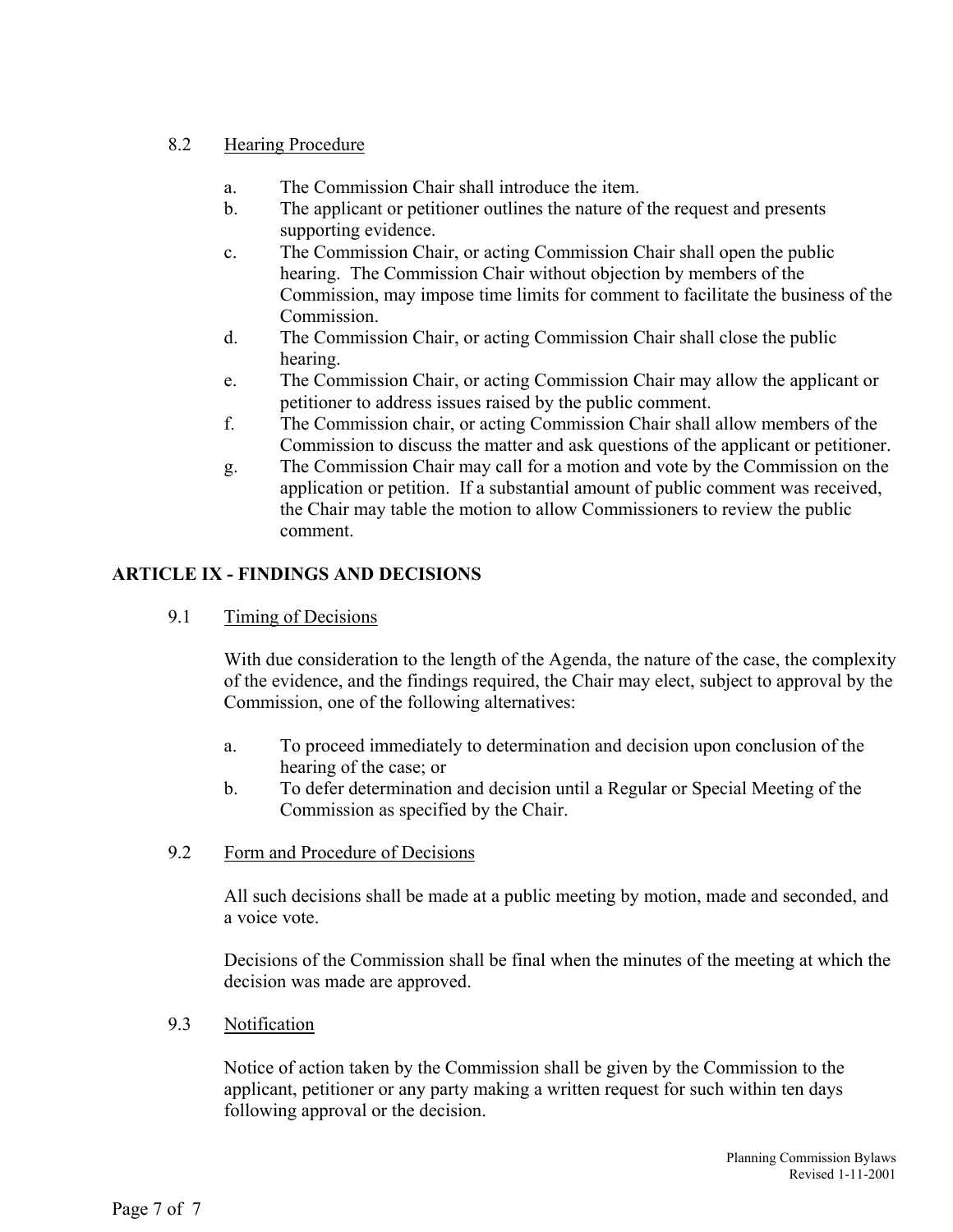### 8.2 Hearing Procedure

a. The Commission Chair shall introduce the item.

b. The applicant or petitioner outlines the nature of the request and presents supporting evidence.

c. The Commission Chair, or acting Commission Chair shall open the public hearing. The Commission Chair without objection by members of the Commission, may impose time limits for comment to facilitate the business of the Commission.

d. The Commission Chair, or acting Commission Chair shall close the public hearing.

e. The Commission Chair, or acting Commission Chair may allow the applicant or petitioner to address issues raised by the public comment.

f. The Commission chair, or acting Commission Chair shall allow members of the Commission to discuss the matter and ask questions of the applicant or petitioner.

g. The Commission Chair may call for a motion and vote by the Commission on the application or petition. If a substantial amount of public comment was received, the Chair may table the motion to allow Commissioners to review the public comment.

## ARTICLE IX - FINDINGS AND DECISIONS

### 9.1 Timing of Decisions

With due consideration to the length of the Agenda, the nature of the case, the complexity of the evidence, and the findings required, the Chair may elect, subject to approval by the Commission, one of the following alternatives:

a. To proceed immediately to determination and decision upon conclusion of the hearing of the case; or

b. To defer determination and decision until a Regular or Special Meeting of the Commission as specified by the Chair.

### 9.2 Form and Procedure of Decisions

All such decisions shall be made at a public meeting by motion, made and seconded, and a voice vote.

Decisions of the Commission shall be final when the minutes of the meeting at which the decision was made are approved.

### 9.3 Notification

Notice of action taken by the Commission shall be given by the Commission to the applicant, petitioner or any party making a written request for such within ten days following approval or the decision.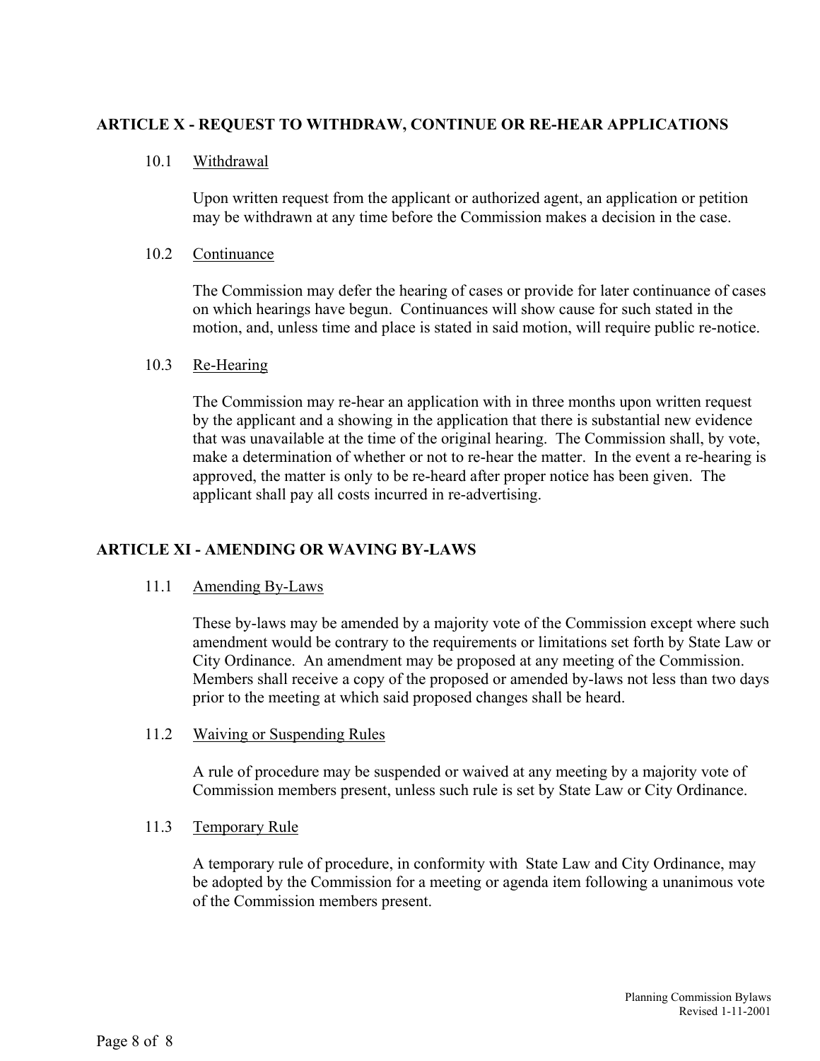## ARTICLE X - REQUEST TO WITHDRAW, CONTINUE OR RE-HEAR APPLICATIONS

10.1 Withdrawal

Upon written request from the applicant or authorized agent, an application or petition may be withdrawn at any time before the Commission makes a decision in the case.

10.2 Continuance

The Commission may defer the hearing of cases or provide for later continuance of cases on which hearings have begun. Continuances will show cause for such stated in the motion, and, unless time and place is stated in said motion, will require public re-notice.

10.3 Re-Hearing

The Commission may re-hear an application with in three months upon written request by the applicant and a showing in the application that there is substantial new evidence that was unavailable at the time of the original hearing. The Commission shall, by vote, make a determination of whether or not to re-hear the matter. In the event a re-hearing is approved, the matter is only to be re-heard after proper notice has been given. The applicant shall pay all costs incurred in re-advertising.

## ARTICLE XI - AMENDING OR WAVING BY-LAWS

11.1 Amending By-Laws

These by-laws may be amended by a majority vote of the Commission except where such amendment would be contrary to the requirements or limitations set forth by State Law or City Ordinance. An amendment may be proposed at any meeting of the Commission. Members shall receive a copy of the proposed or amended by-laws not less than two days prior to the meeting at which said proposed changes shall be heard.

11.2 Waiving or Suspending Rules

A rule of procedure may be suspended or waived at any meeting by a majority vote of Commission members present, unless such rule is set by State Law or City Ordinance.

11.3 Temporary Rule

A temporary rule of procedure, in conformity with State Law and City Ordinance, may be adopted by the Commission for a meeting or agenda item following a unanimous vote of the Commission members present.